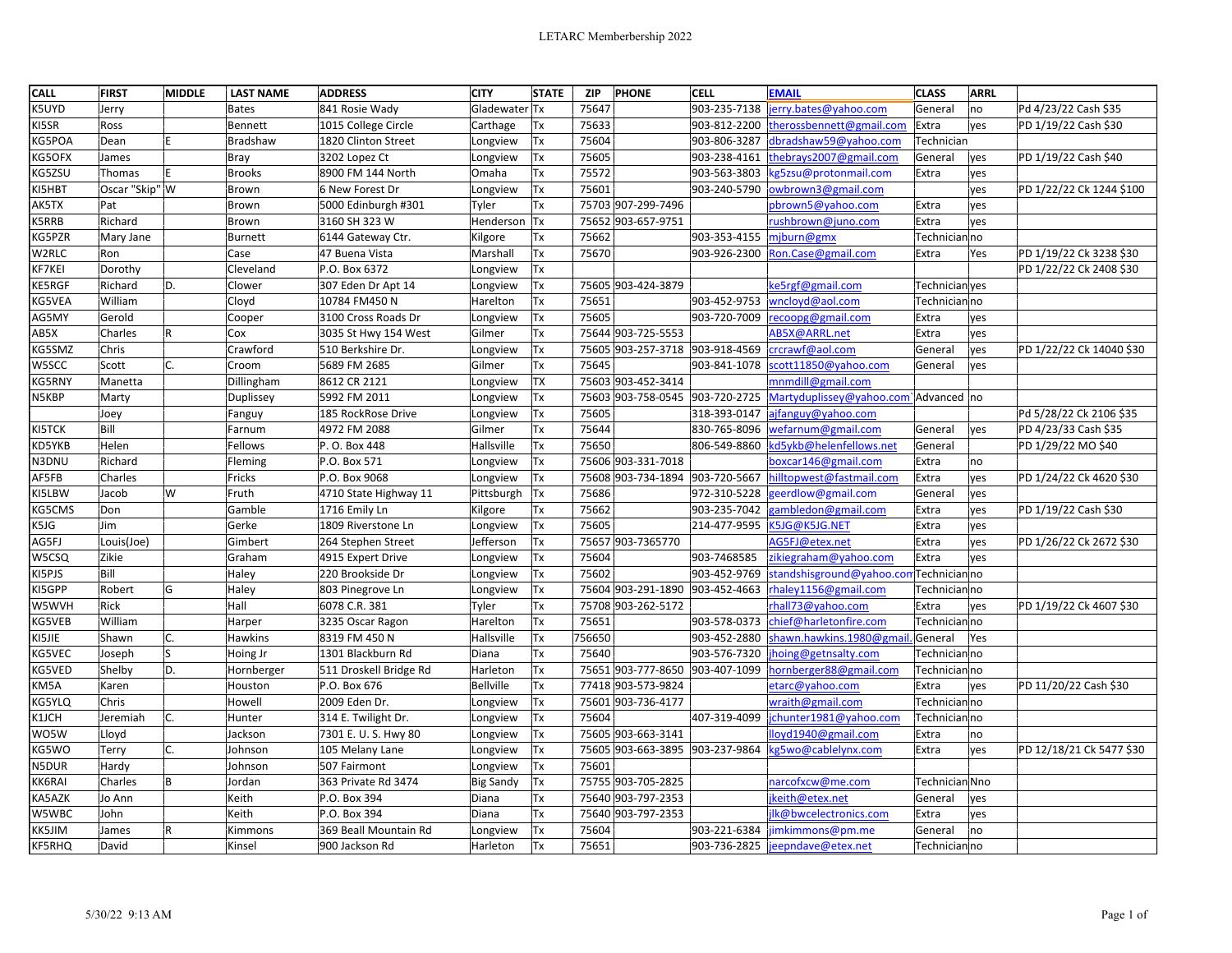# LETARC Membermbership 2022

| CALL | FIRST | MIDDLE | LAST NAME | ADDRESS | CITY | STATE | ZIP | PHONE | CELL | EMAIL | CLASS | ARRL | |
|---|---|---|---|---|---|---|---|---|---|---|---|---|---|
| K5UYD | Jerry | | Bates | 841 Rosie Wady | Gladewater | Tx | 75647 | | 903-235-7138 | jerry.bates@yahoo.com | General | no | Pd 4/23/22 Cash $35 |
| KI5SR | Ross | | Bennett | 1015 College Circle | Carthage | Tx | 75633 | | 903-812-2200 | therossbennett@gmail.com | Extra | yes | PD 1/19/22 Cash $30 |
| KG5POA | Dean | E | Bradshaw | 1820 Clinton Street | Longview | Tx | 75604 | | 903-806-3287 | dbradshaw59@yahoo.com | Technician | | |
| KG5OFX | James | | Bray | 3202 Lopez Ct | Longview | Tx | 75605 | | 903-238-4161 | thebrays2007@gmail.com | General | yes | PD 1/19/22 Cash $40 |
| KG5ZSU | Thomas | E | Brooks | 8900 FM 144 North | Omaha | Tx | 75572 | | 903-563-3803 | kg5zsu@protonmail.com | Extra | yes | |
| KI5HBT | Oscar "Skip" | W | Brown | 6 New Forest Dr | Longview | Tx | 75601 | | 903-240-5790 | owbrown3@gmail.com | | yes | PD 1/22/22 Ck 1244 $100 |
| AK5TX | Pat | | Brown | 5000 Edinburgh #301 | Tyler | Tx | 75703 | 907-299-7496 | | pbrown5@yahoo.com | Extra | yes | |
| K5RRB | Richard | | Brown | 3160 SH 323 W | Henderson | Tx | 75652 | 903-657-9751 | | rushbrown@juno.com | Extra | yes | |
| KG5PZR | Mary Jane | | Burnett | 6144 Gateway Ctr. | Kilgore | Tx | 75662 | | 903-353-4155 | mjburn@gmx | Technician | no | |
| W2RLC | Ron | | Case | 47 Buena Vista | Marshall | Tx | 75670 | | 903-926-2300 | Ron.Case@gmail.com | Extra | Yes | PD 1/19/22 Ck 3238 $30 |
| KF7KEI | Dorothy | | Cleveland | P.O. Box 6372 | Longview | Tx | | | | | | | PD 1/22/22 Ck 2408 $30 |
| KE5RGF | Richard | D. | Clower | 307 Eden Dr Apt 14 | Longview | Tx | 75605 | 903-424-3879 | | ke5rgf@gmail.com | Technician | yes | |
| KG5VEA | William | | Cloyd | 10784 FM450 N | Harelton | Tx | 75651 | | 903-452-9753 | wncloyd@aol.com | Technician | no | |
| AG5MY | Gerold | | Cooper | 3100 Cross Roads Dr | Longview | Tx | 75605 | | 903-720-7009 | recoopg@gmail.com | Extra | yes | |
| AB5X | Charles | R | Cox | 3035 St Hwy 154 West | Gilmer | Tx | 75644 | 903-725-5553 | | AB5X@ARRL.net | Extra | yes | |
| KG5SMZ | Chris | | Crawford | 510 Berkshire Dr. | Longview | Tx | 75605 | 903-257-3718 | 903-918-4569 | crcrawf@aol.com | General | yes | PD 1/22/22 Ck 14040 $30 |
| W5SCC | Scott | C. | Croom | 5689 FM 2685 | Gilmer | Tx | 75645 | | 903-841-1078 | scott11850@yahoo.com | General | yes | |
| KG5RNY | Manetta | | Dillingham | 8612 CR 2121 | Longview | TX | 75603 | 903-452-3414 | | mnmdill@gmail.com | | | |
| N5KBP | Marty | | Duplissey | 5992 FM 2011 | Longview | Tx | 75603 | 903-758-0545 | 903-720-2725 | Martyduplissey@yahoo.com` | Advanced | no | |
| | Joey | | Fanguy | 185 RockRose Drive | Longview | Tx | 75605 | | 318-393-0147 | ajfanguy@yahoo.com | | | Pd 5/28/22 Ck 2106 $35 |
| KI5TCK | Bill | | Farnum | 4972 FM 2088 | Gilmer | Tx | 75644 | | 830-765-8096 | wefarnum@gmail.com | General | yes | PD 4/23/33 Cash $35 |
| KD5YKB | Helen | | Fellows | P. O. Box 448 | Hallsville | Tx | 75650 | | 806-549-8860 | kd5ykb@helenfellows.net | General | | PD 1/29/22 MO $40 |
| N3DNU | Richard | | Fleming | P.O. Box 571 | Longview | Tx | 75606 | 903-331-7018 | | boxcar146@gmail.com | Extra | no | |
| AF5FB | Charles | | Fricks | P.O. Box 9068 | Longview | Tx | 75608 | 903-734-1894 | 903-720-5667 | hilltopwest@fastmail.com | Extra | yes | PD 1/24/22 Ck 4620 $30 |
| KI5LBW | Jacob | W | Fruth | 4710 State Highway 11 | Pittsburgh | Tx | 75686 | | 972-310-5228 | geerdlow@gmail.com | General | yes | |
| KG5CMS | Don | | Gamble | 1716 Emily Ln | Kilgore | Tx | 75662 | | 903-235-7042 | gambledon@gmail.com | Extra | yes | PD 1/19/22 Cash $30 |
| K5JG | Jim | | Gerke | 1809 Riverstone Ln | Longview | Tx | 75605 | | 214-477-9595 | K5JG@K5JG.NET | Extra | yes | |
| AG5FJ | Louis(Joe) | | Gimbert | 264 Stephen Street | Jefferson | Tx | 75657 | 903-7365770 | | AG5FJ@etex.net | Extra | yes | PD 1/26/22 Ck 2672 $30 |
| W5CSQ | Zikie | | Graham | 4915 Expert Drive | Longview | Tx | 75604 | | 903-7468585 | zikiegraham@yahoo.com | Extra | yes | |
| KI5PJS | Bill | | Haley | 220 Brookside Dr | Longview | Tx | 75602 | | 903-452-9769 | standshisground@yahoo.com | Technician | no | |
| KI5GPP | Robert | G | Haley | 803 Pinegrove Ln | Longview | Tx | 75604 | 903-291-1890 | 903-452-4663 | rhaley1156@gmail.com | Technician | no | |
| W5WVH | Rick | | Hall | 6078 C.R. 381 | Tyler | Tx | 75708 | 903-262-5172 | | rhall73@yahoo.com | Extra | yes | PD 1/19/22 Ck 4607 $30 |
| KG5VEB | William | | Harper | 3235 Oscar Ragon | Harelton | Tx | 75651 | | 903-578-0373 | chief@harletonfire.com | Technician | no | |
| KI5JIE | Shawn | C. | Hawkins | 8319 FM 450 N | Hallsville | Tx | 756650 | | 903-452-2880 | shawn.hawkins.1980@gmail. | General | Yes | |
| KG5VEC | Joseph | S | Hoing Jr | 1301 Blackburn Rd | Diana | Tx | 75640 | | 903-576-7320 | jhoing@getnsalty.com | Technician | no | |
| KG5VED | Shelby | D. | Hornberger | 511 Droskell Bridge Rd | Harleton | Tx | 75651 | 903-777-8650 | 903-407-1099 | hornberger88@gmail.com | Technician | no | |
| KM5A | Karen | | Houston | P.O. Box 676 | Bellville | Tx | 77418 | 903-573-9824 | | etarc@yahoo.com | Extra | yes | PD 11/20/22 Cash $30 |
| KG5YLQ | Chris | | Howell | 2009 Eden Dr. | Longview | Tx | 75601 | 903-736-4177 | | wraith@gmail.com | Technician | no | |
| K1JCH | Jeremiah | C. | Hunter | 314 E. Twilight Dr. | Longview | Tx | 75604 | | 407-319-4099 | jchunter1981@yahoo.com | Technician | no | |
| WO5W | Lloyd | | Jackson | 7301 E. U. S. Hwy 80 | Longview | Tx | 75605 | 903-663-3141 | | lloyd1940@gmail.com | Extra | no | |
| KG5WO | Terry | C. | Johnson | 105 Melany Lane | Longview | Tx | 75605 | 903-663-3895 | 903-237-9864 | kg5wo@cablelynx.com | Extra | yes | PD 12/18/21 Ck 5477 $30 |
| N5DUR | Hardy | | Johnson | 507 Fairmont | Longview | Tx | 75601 | | | | | | |
| KK6RAI | Charles | B | Jordan | 363 Private Rd 3474 | Big Sandy | Tx | 75755 | 903-705-2825 | | narcofxcw@me.com | Technician | Nno | |
| KA5AZK | Jo Ann | | Keith | P.O. Box 394 | Diana | Tx | 75640 | 903-797-2353 | | jkeith@etex.net | General | yes | |
| W5WBC | John | | Keith | P.O. Box 394 | Diana | Tx | 75640 | 903-797-2353 | | jlk@bwcelectronics.com | Extra | yes | |
| KK5JIM | James | R | Kimmons | 369 Beall Mountain Rd | Longview | Tx | 75604 | | 903-221-6384 | jimkimmons@pm.me | General | no | |
| KF5RHQ | David | | Kinsel | 900 Jackson Rd | Harleton | Tx | 75651 | | 903-736-2825 | jeepndave@etex.net | Technician | no | |

5/30/22 9:13 AM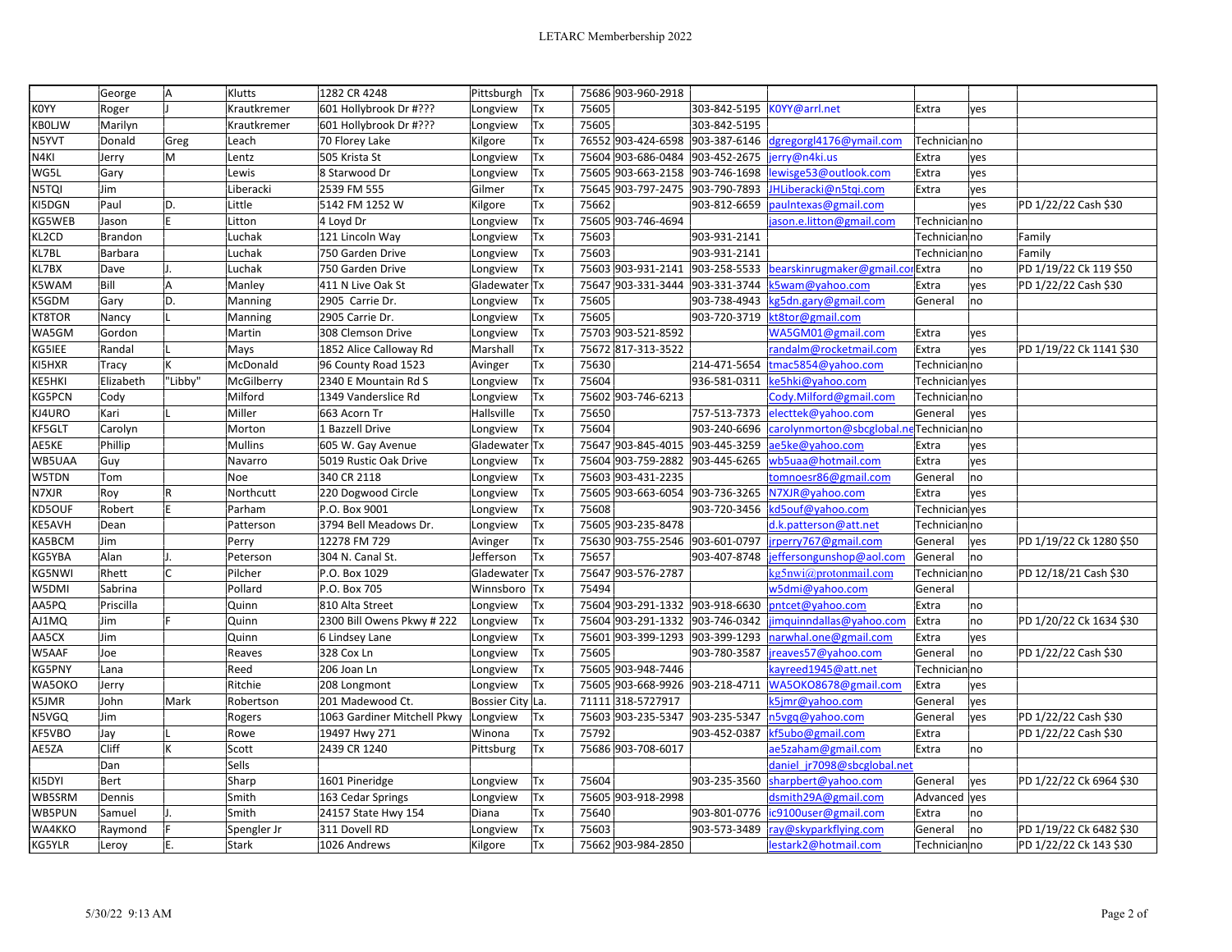|  | George | A | Klutts | 1282 CR 4248 | Pittsburgh | Tx | 75686 | 903-960-2918 |  |  |  |  |  |
|---|---|---|---|---|---|---|---|---|---|---|---|---|---|
| K0YY | Roger | J | Krautkremer | 601 Hollybrook Dr #??? | Longview | Tx | 75605 |  | 303-842-5195 | K0YY@arrl.net | Extra | yes |  |
| KB0LJW | Marilyn |  | Krautkremer | 601 Hollybrook Dr #??? | Longview | Tx | 75605 |  | 303-842-5195 |  |  |  |  |
| N5YVT | Donald | Greg | Leach | 70 Florey Lake | Kilgore | Tx | 76552 | 903-424-6598 | 903-387-6146 | dgregorgl4176@ymail.com | Technician | no |  |
| N4KI | Jerry | M | Lentz | 505 Krista St | Longview | Tx | 75604 | 903-686-0484 | 903-452-2675 | jerry@n4ki.us | Extra | yes |  |
| WG5L | Gary |  | Lewis | 8 Starwood Dr | Longview | Tx | 75605 | 903-663-2158 | 903-746-1698 | lewisge53@outlook.com | Extra | yes |  |
| N5TQI | Jim |  | Liberacki | 2539 FM 555 | Gilmer | Tx | 75645 | 903-797-2475 | 903-790-7893 | JHLiberacki@n5tqi.com | Extra | yes |  |
| KI5DGN | Paul | D. | Little | 5142 FM 1252 W | Kilgore | Tx | 75662 |  | 903-812-6659 | paulntexas@gmail.com |  | yes | PD 1/22/22 Cash $30 |
| KG5WEB | Jason | E | Litton | 4 Loyd Dr | Longview | Tx | 75605 | 903-746-4694 |  | jason.e.litton@gmail.com | Technician | no |  |
| KL2CD | Brandon |  | Luchak | 121 Lincoln Way | Longview | Tx | 75603 |  | 903-931-2141 |  | Technician | no | Family |
| KL7BL | Barbara |  | Luchak | 750 Garden Drive | Longview | Tx | 75603 |  | 903-931-2141 |  | Technician | no | Family |
| KL7BX | Dave | J. | Luchak | 750 Garden Drive | Longview | Tx | 75603 | 903-931-2141 | 903-258-5533 | bearskinrugmaker@gmail.com | Extra | no | PD 1/19/22 Ck 119 $50 |
| K5WAM | Bill | A | Manley | 411 N Live Oak St | Gladewater | Tx | 75647 | 903-331-3444 | 903-331-3744 | k5wam@yahoo.com | Extra | yes | PD 1/22/22 Cash $30 |
| K5GDM | Gary | D. | Manning | 2905 Carrie Dr. | Longview | Tx | 75605 |  | 903-738-4943 | kg5dn.gary@gmail.com | General | no |  |
| KT8TOR | Nancy | L | Manning | 2905 Carrie Dr. | Longview | Tx | 75605 |  | 903-720-3719 | kt8tor@gmail.com |  |  |  |
| WA5GM | Gordon |  | Martin | 308 Clemson Drive | Longview | Tx | 75703 | 903-521-8592 |  | WA5GM01@gmail.com | Extra | yes |  |
| KG5IEE | Randal | L | Mays | 1852 Alice Calloway Rd | Marshall | Tx | 75672 | 817-313-3522 |  | randalm@rocketmail.com | Extra | yes | PD 1/19/22 Ck 1141 $30 |
| KI5HXR | Tracy | K | McDonald | 96 County Road 1523 | Avinger | Tx | 75630 |  | 214-471-5654 | tmac5854@yahoo.com | Technician | no |  |
| KE5HKI | Elizabeth | "Libby" | McGilberry | 2340 E Mountain Rd S | Longview | Tx | 75604 |  | 936-581-0311 | ke5hki@yahoo.com | Technician | yes |  |
| KG5PCN | Cody |  | Milford | 1349 Vanderslice Rd | Longview | Tx | 75602 | 903-746-6213 |  | Cody.Milford@gmail.com | Technician | no |  |
| KJ4URO | Kari | L | Miller | 663 Acorn Tr | Hallsville | Tx | 75650 |  | 757-513-7373 | electtek@yahoo.com | General | yes |  |
| KF5GLT | Carolyn |  | Morton | 1 Bazzell Drive | Longview | Tx | 75604 |  | 903-240-6696 | carolynmorton@sbcglobal.net | Technician | no |  |
| AE5KE | Phillip |  | Mullins | 605 W. Gay Avenue | Gladewater | Tx | 75647 | 903-845-4015 | 903-445-3259 | ae5ke@yahoo.com | Extra | yes |  |
| WB5UAA | Guy |  | Navarro | 5019 Rustic Oak Drive | Longview | Tx | 75604 | 903-759-2882 | 903-445-6265 | wb5uaa@hotmail.com | Extra | yes |  |
| W5TDN | Tom |  | Noe | 340 CR 2118 | Longview | Tx | 75603 | 903-431-2235 |  | tomnoesr86@gmail.com | General | no |  |
| N7XJR | Roy | R | Northcutt | 220 Dogwood Circle | Longview | Tx | 75605 | 903-663-6054 | 903-736-3265 | N7XJR@yahoo.com | Extra | yes |  |
| KD5OUF | Robert | E | Parham | P.O. Box 9001 | Longview | Tx | 75608 |  | 903-720-3456 | kd5ouf@yahoo.com | Technician | yes |  |
| KE5AVH | Dean |  | Patterson | 3794 Bell Meadows Dr. | Longview | Tx | 75605 | 903-235-8478 |  | d.k.patterson@att.net | Technician | no |  |
| KA5BCM | Jim |  | Perry | 12278 FM 729 | Avinger | Tx | 75630 | 903-755-2546 | 903-601-0797 | jrperry767@gmail.com | General | yes | PD 1/19/22 Ck 1280 $50 |
| KG5YBA | Alan | J. | Peterson | 304 N. Canal St. | Jefferson | Tx | 75657 |  | 903-407-8748 | jeffersongunshop@aol.com | General | no |  |
| KG5NWI | Rhett | C | Pilcher | P.O. Box 1029 | Gladewater | Tx | 75647 | 903-576-2787 |  | kg5nwi@protonmail.com | Technician | no | PD 12/18/21 Cash $30 |
| W5DMI | Sabrina |  | Pollard | P.O. Box 705 | Winnsboro | Tx | 75494 |  |  | w5dmi@yahoo.com | General |  |  |
| AA5PQ | Priscilla |  | Quinn | 810 Alta Street | Longview | Tx | 75604 | 903-291-1332 | 903-918-6630 | pntcet@yahoo.com | Extra | no |  |
| AJ1MQ | Jim | F | Quinn | 2300 Bill Owens Pkwy # 222 | Longview | Tx | 75604 | 903-291-1332 | 903-746-0342 | jimquinndallas@yahoo.com | Extra | no | PD 1/20/22 Ck 1634 $30 |
| AA5CX | Jim |  | Quinn | 6 Lindsey Lane | Longview | Tx | 75601 | 903-399-1293 | 903-399-1293 | narwhal.one@gmail.com | Extra | yes |  |
| W5AAF | Joe |  | Reaves | 328 Cox Ln | Longview | Tx | 75605 |  | 903-780-3587 | jreaves57@yahoo.com | General | no | PD 1/22/22 Cash $30 |
| KG5PNY | Lana |  | Reed | 206 Joan Ln | Longview | Tx | 75605 | 903-948-7446 |  | kayreed1945@att.net | Technician | no |  |
| WA5OKO | Jerry |  | Ritchie | 208 Longmont | Longview | Tx | 75605 | 903-668-9926 | 903-218-4711 | WA5OKO8678@gmail.com | Extra | yes |  |
| K5JMR | John | Mark | Robertson | 201 Madewood Ct. | Bossier City | La. | 71111 | 318-5727917 |  | k5jmr@yahoo.com | General | yes |  |
| N5VGQ | Jim |  | Rogers | 1063 Gardiner Mitchell Pkwy | Longview | Tx | 75603 | 903-235-5347 | 903-235-5347 | n5vgq@yahoo.com | General | yes | PD 1/22/22 Cash $30 |
| KF5VBO | Jay | L | Rowe | 19497 Hwy 271 | Winona | Tx | 75792 |  | 903-452-0387 | kf5ubo@gmail.com | Extra |  | PD 1/22/22 Cash $30 |
| AE5ZA | Cliff | K | Scott | 2439 CR 1240 | Pittsburg | Tx | 75686 | 903-708-6017 |  | ae5zaham@gmail.com | Extra | no |  |
|  | Dan |  | Sells |  |  |  |  |  |  | daniel_jr7098@sbcglobal.net |  |  |  |
| KI5DYI | Bert |  | Sharp | 1601 Pineridge | Longview | Tx | 75604 |  | 903-235-3560 | sharpbert@yahoo.com | General | yes | PD 1/22/22 Ck 6964 $30 |
| WB5SRM | Dennis |  | Smith | 163 Cedar Springs | Longview | Tx | 75605 | 903-918-2998 |  | dsmith29A@gmail.com | Advanced | yes |  |
| WB5PUN | Samuel | J. | Smith | 24157 State Hwy 154 | Diana | Tx | 75640 |  | 903-801-0776 | ic9100user@gmail.com | Extra | no |  |
| WA4KKO | Raymond | F | Spengler Jr | 311 Dovell RD | Longview | Tx | 75603 |  | 903-573-3489 | ray@skyparkflying.com | General | no | PD 1/19/22 Ck 6482 $30 |
| KG5YLR | Leroy | E. | Stark | 1026 Andrews | Kilgore | Tx | 75662 | 903-984-2850 |  | lestark2@hotmail.com | Technician | no | PD 1/22/22 Ck 143 $30 |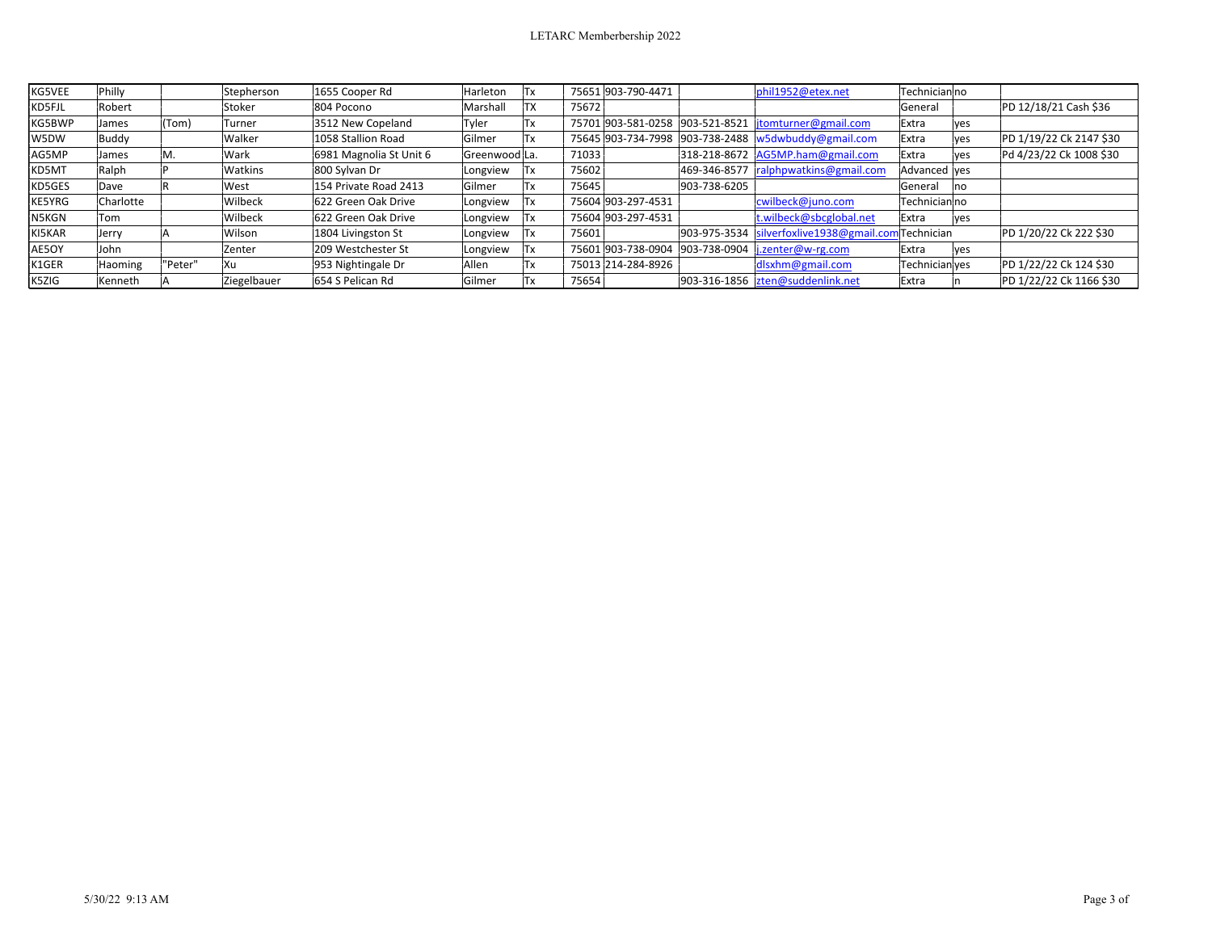| | | | | | | | | | | | | | |
|---|---|---|---|---|---|---|---|---|---|---|---|---|---|
| KG5VEE | Philly | | Stepherson | 1655 Cooper Rd | Harleton | Tx | 75651 | 903-790-4471 | | phil1952@etex.net | Technician | no | |
| KD5FJL | Robert | | Stoker | 804 Pocono | Marshall | TX | 75672 | | | | General | | PD 12/18/21 Cash $36 |
| KG5BWP | James | (Tom) | Turner | 3512 New Copeland | Tyler | Tx | 75701 | 903-581-0258 | 903-521-8521 | jtomturner@gmail.com | Extra | yes | |
| W5DW | Buddy | | Walker | 1058 Stallion Road | Gilmer | Tx | 75645 | 903-734-7998 | 903-738-2488 | w5dwbuddy@gmail.com | Extra | yes | PD 1/19/22 Ck 2147 $30 |
| AG5MP | James | M. | Wark | 6981 Magnolia St Unit 6 | Greenwood | La. | 71033 | | 318-218-8672 | AG5MP.ham@gmail.com | Extra | yes | Pd 4/23/22 Ck 1008 $30 |
| KD5MT | Ralph | P | Watkins | 800 Sylvan Dr | Longview | Tx | 75602 | | 469-346-8577 | ralphpwatkins@gmail.com | Advanced | yes | |
| KD5GES | Dave | R | West | 154 Private Road 2413 | Gilmer | Tx | 75645 | | 903-738-6205 | | General | no | |
| KE5YRG | Charlotte | | Wilbeck | 622 Green Oak Drive | Longview | Tx | 75604 | 903-297-4531 | | cwilbeck@juno.com | Technician | no | |
| N5KGN | Tom | | Wilbeck | 622 Green Oak Drive | Longview | Tx | 75604 | 903-297-4531 | | t.wilbeck@sbcglobal.net | Extra | yes | |
| KI5KAR | Jerry | A | Wilson | 1804 Livingston St | Longview | Tx | 75601 | | 903-975-3534 | silverfoxlive1938@gmail.com | Technician | | PD 1/20/22 Ck 222 $30 |
| AE5OY | John | | Zenter | 209 Westchester St | Longview | Tx | 75601 | 903-738-0904 | 903-738-0904 | j.zenter@w-rg.com | Extra | yes | |
| K1GER | Haoming | "Peter" | Xu | 953 Nightingale Dr | Allen | Tx | 75013 | 214-284-8926 | | dlsxhm@gmail.com | Technician | yes | PD 1/22/22 Ck 124 $30 |
| K5ZIG | Kenneth | A | Ziegelbauer | 654 S Pelican Rd | Gilmer | Tx | 75654 | | 903-316-1856 | zten@suddenlink.net | Extra | n | PD 1/22/22 Ck 1166 $30 |